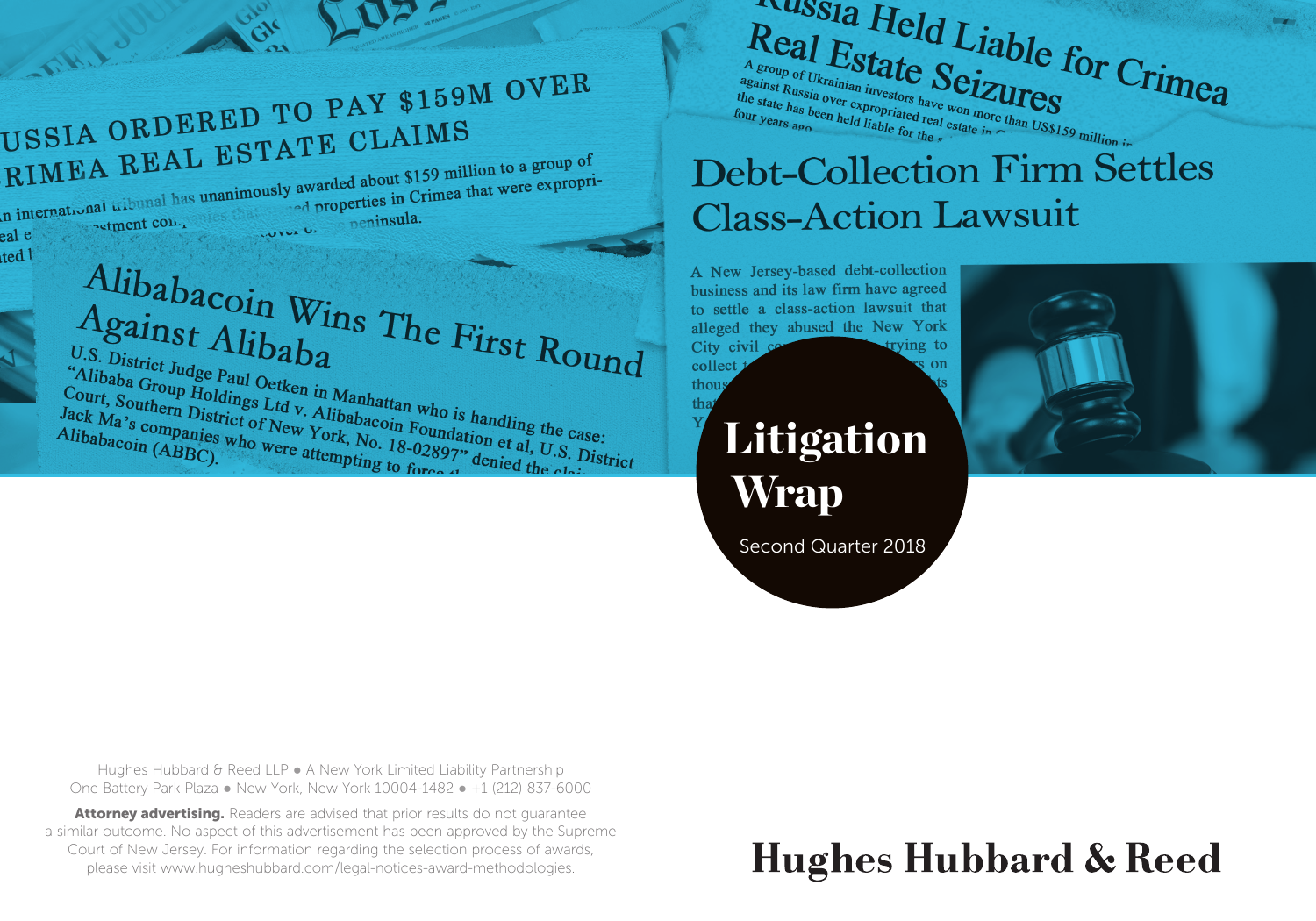# Litigation Wrap

Second Quarter 2018

Hughes Hubbard & Reed LLP ● A New York Limited Liability Partnership
One Battery Park Plaza ● New York, New York 10004-1482 ● +1 (212) 837-6000

**Attorney advertising.** Readers are advised that prior results do not guarantee a similar outcome. No aspect of this advertisement has been approved by the Supreme Court of New Jersey. For information regarding the selection process of awards, please visit www.hugheshubbard.com/legal-notices-award-methodologies.

**Hughes Hubbard & Reed**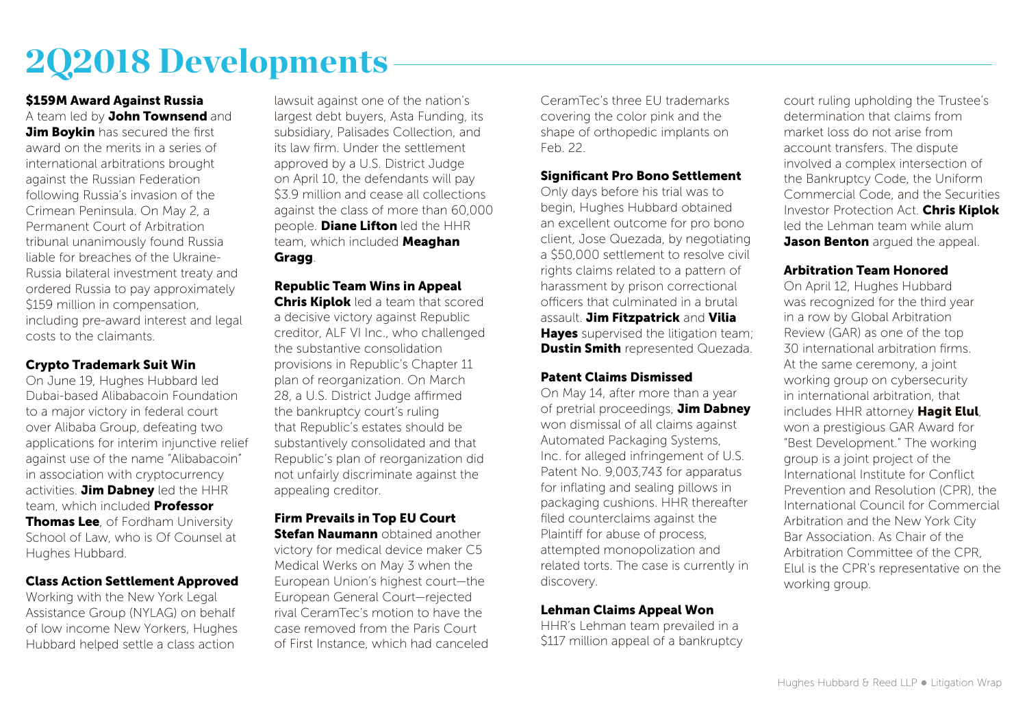# 2Q2018 Developments

### $159M Award Against Russia

A team led by **John Townsend** and **Jim Boykin** has secured the first award on the merits in a series of international arbitrations brought against the Russian Federation following Russia's invasion of the Crimean Peninsula. On May 2, a Permanent Court of Arbitration tribunal unanimously found Russia liable for breaches of the Ukraine-Russia bilateral investment treaty and ordered Russia to pay approximately $159 million in compensation, including pre-award interest and legal costs to the claimants.

### Crypto Trademark Suit Win

On June 19, Hughes Hubbard led Dubai-based Alibabacoin Foundation to a major victory in federal court over Alibaba Group, defeating two applications for interim injunctive relief against use of the name "Alibabacoin" in association with cryptocurrency activities. **Jim Dabney** led the HHR team, which included **Professor Thomas Lee**, of Fordham University School of Law, who is Of Counsel at Hughes Hubbard.

### Class Action Settlement Approved

Working with the New York Legal Assistance Group (NYLAG) on behalf of low income New Yorkers, Hughes Hubbard helped settle a class action lawsuit against one of the nation's largest debt buyers, Asta Funding, its subsidiary, Palisades Collection, and its law firm. Under the settlement approved by a U.S. District Judge on April 10, the defendants will pay $3.9 million and cease all collections against the class of more than 60,000 people. **Diane Lifton** led the HHR team, which included **Meaghan Gragg**.

### Republic Team Wins in Appeal

**Chris Kiplok** led a team that scored a decisive victory against Republic creditor, ALF VI Inc., who challenged the substantive consolidation provisions in Republic's Chapter 11 plan of reorganization. On March 28, a U.S. District Judge affirmed the bankruptcy court's ruling that Republic's estates should be substantively consolidated and that Republic's plan of reorganization did not unfairly discriminate against the appealing creditor.

### Firm Prevails in Top EU Court

**Stefan Naumann** obtained another victory for medical device maker C5 Medical Werks on May 3 when the European Union's highest court—the European General Court—rejected rival CeramTec's motion to have the case removed from the Paris Court of First Instance, which had canceled CeramTec's three EU trademarks covering the color pink and the shape of orthopedic implants on Feb. 22.

### Significant Pro Bono Settlement

Only days before his trial was to begin, Hughes Hubbard obtained an excellent outcome for pro bono client, Jose Quezada, by negotiating a $50,000 settlement to resolve civil rights claims related to a pattern of harassment by prison correctional officers that culminated in a brutal assault. **Jim Fitzpatrick** and **Vilia Hayes** supervised the litigation team; **Dustin Smith** represented Quezada.

### Patent Claims Dismissed

On May 14, after more than a year of pretrial proceedings, **Jim Dabney** won dismissal of all claims against Automated Packaging Systems, Inc. for alleged infringement of U.S. Patent No. 9,003,743 for apparatus for inflating and sealing pillows in packaging cushions. HHR thereafter filed counterclaims against the Plaintiff for abuse of process, attempted monopolization and related torts. The case is currently in discovery.

### Lehman Claims Appeal Won

HHR's Lehman team prevailed in a $117 million appeal of a bankruptcy court ruling upholding the Trustee's determination that claims from market loss do not arise from account transfers. The dispute involved a complex intersection of the Bankruptcy Code, the Uniform Commercial Code, and the Securities Investor Protection Act. **Chris Kiplok** led the Lehman team while alum **Jason Benton** argued the appeal.

### Arbitration Team Honored

On April 12, Hughes Hubbard was recognized for the third year in a row by Global Arbitration Review (GAR) as one of the top 30 international arbitration firms. At the same ceremony, a joint working group on cybersecurity in international arbitration, that includes HHR attorney **Hagit Elul**, won a prestigious GAR Award for "Best Development." The working group is a joint project of the International Institute for Conflict Prevention and Resolution (CPR), the International Council for Commercial Arbitration and the New York City Bar Association. As Chair of the Arbitration Committee of the CPR, Elul is the CPR's representative on the working group.